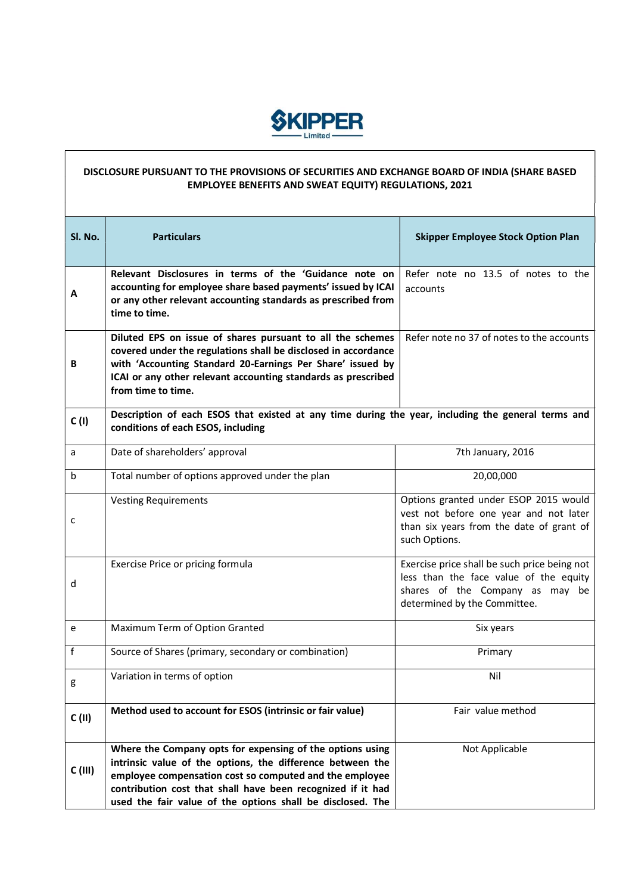**SKIPPER Limited**

**DISCLOSURE PURSUANT TO THE PROVISIONS OF SECURITIES AND EXCHANGE BOARD OF INDIA (SHARE BASED EMPLOYEE BENEFITS AND SWEAT EQUITY) REGULATIONS, 2021**

| Sl. No. | Particulars | Skipper Employee Stock Option Plan |
|---|---|---|
| A | **Relevant Disclosures in terms of the 'Guidance note on accounting for employee share based payments' issued by ICAI or any other relevant accounting standards as prescribed from time to time.** | Refer note no 13.5 of notes to the accounts |
| B | **Diluted EPS on issue of shares pursuant to all the schemes covered under the regulations shall be disclosed in accordance with 'Accounting Standard 20-Earnings Per Share' issued by ICAI or any other relevant accounting standards as prescribed from time to time.** | Refer note no 37 of notes to the accounts |
| C (I) | **Description of each ESOS that existed at any time during the year, including the general terms and conditions of each ESOS, including** | |
| a | Date of shareholders' approval | 7th January, 2016 |
| b | Total number of options approved under the plan | 20,00,000 |
| c | Vesting Requirements | Options granted under ESOP 2015 would vest not before one year and not later than six years from the date of grant of such Options. |
| d | Exercise Price or pricing formula | Exercise price shall be such price being not less than the face value of the equity shares of the Company as may be determined by the Committee. |
| e | Maximum Term of Option Granted | Six years |
| f | Source of Shares (primary, secondary or combination) | Primary |
| g | Variation in terms of option | Nil |
| C (II) | **Method used to account for ESOS (intrinsic or fair value)** | Fair value method |
| C (III) | **Where the Company opts for expensing of the options using intrinsic value of the options, the difference between the employee compensation cost so computed and the employee contribution cost that shall have been recognized if it had used the fair value of the options shall be disclosed. The** | Not Applicable |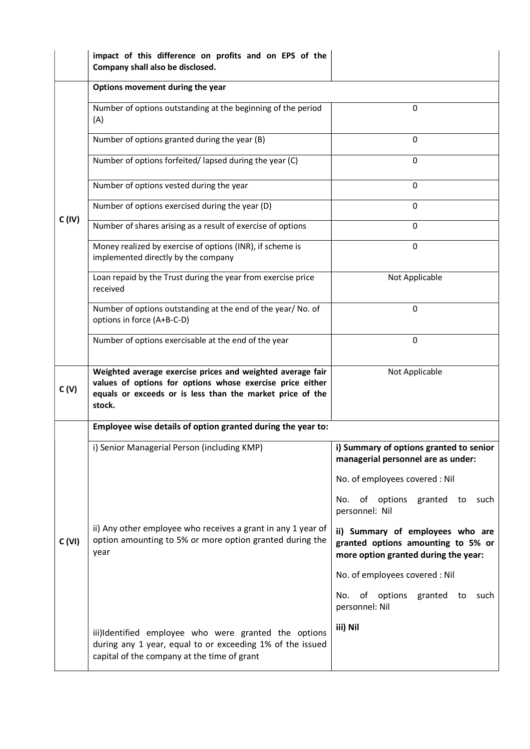|  |  |  |
|---|---|---|
|  | **impact of this difference on profits and on EPS of the Company shall also be disclosed.** |  |
| C (IV) | **Options movement during the year** |  |
|  | Number of options outstanding at the beginning of the period (A) | 0 |
|  | Number of options granted during the year (B) | 0 |
|  | Number of options forfeited/ lapsed during the year (C) | 0 |
|  | Number of options vested during the year | 0 |
|  | Number of options exercised during the year (D) | 0 |
|  | Number of shares arising as a result of exercise of options | 0 |
|  | Money realized by exercise of options (INR), if scheme is implemented directly by the company | 0 |
|  | Loan repaid by the Trust during the year from exercise price received | Not Applicable |
|  | Number of options outstanding at the end of the year/ No. of options in force (A+B-C-D) | 0 |
|  | Number of options exercisable at the end of the year | 0 |
| C (V) | **Weighted average exercise prices and weighted average fair values of options for options whose exercise price either equals or exceeds or is less than the market price of the stock.** | Not Applicable |
| C (VI) | **Employee wise details of option granted during the year to:** |  |
|  | i) Senior Managerial Person (including KMP) | **i) Summary of options granted to senior managerial personnel are as under:**<br><br>No. of employees covered : Nil<br><br>No. of options granted to such personnel: Nil |
|  | ii) Any other employee who receives a grant in any 1 year of option amounting to 5% or more option granted during the year | **ii) Summary of employees who are granted options amounting to 5% or more option granted during the year:**<br><br>No. of employees covered : Nil<br><br>No. of options granted to such personnel: Nil |
|  | iii)Identified employee who were granted the options during any 1 year, equal to or exceeding 1% of the issued capital of the company at the time of grant | **iii) Nil** |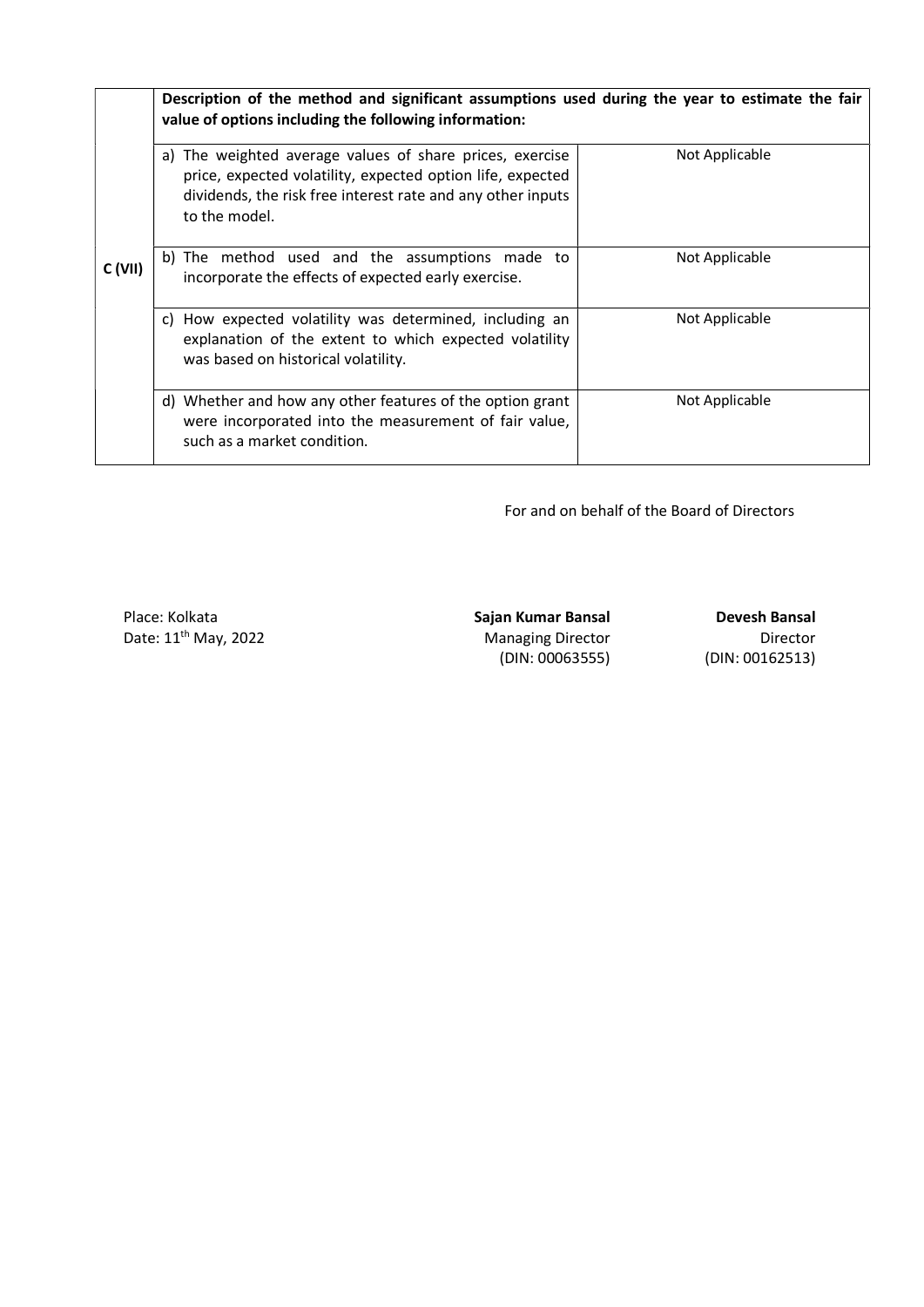| | | |
|---|---|---|
| C (VII) | **Description of the method and significant assumptions used during the year to estimate the fair value of options including the following information:** | |
| | a) The weighted average values of share prices, exercise price, expected volatility, expected option life, expected dividends, the risk free interest rate and any other inputs to the model. | Not Applicable |
| | b) The method used and the assumptions made to incorporate the effects of expected early exercise. | Not Applicable |
| | c) How expected volatility was determined, including an explanation of the extent to which expected volatility was based on historical volatility. | Not Applicable |
| | d) Whether and how any other features of the option grant were incorporated into the measurement of fair value, such as a market condition. | Not Applicable |

For and on behalf of the Board of Directors

Place: Kolkata
Date: 11th May, 2022

**Sajan Kumar Bansal**
Managing Director
(DIN: 00063555)

**Devesh Bansal**
Director
(DIN: 00162513)